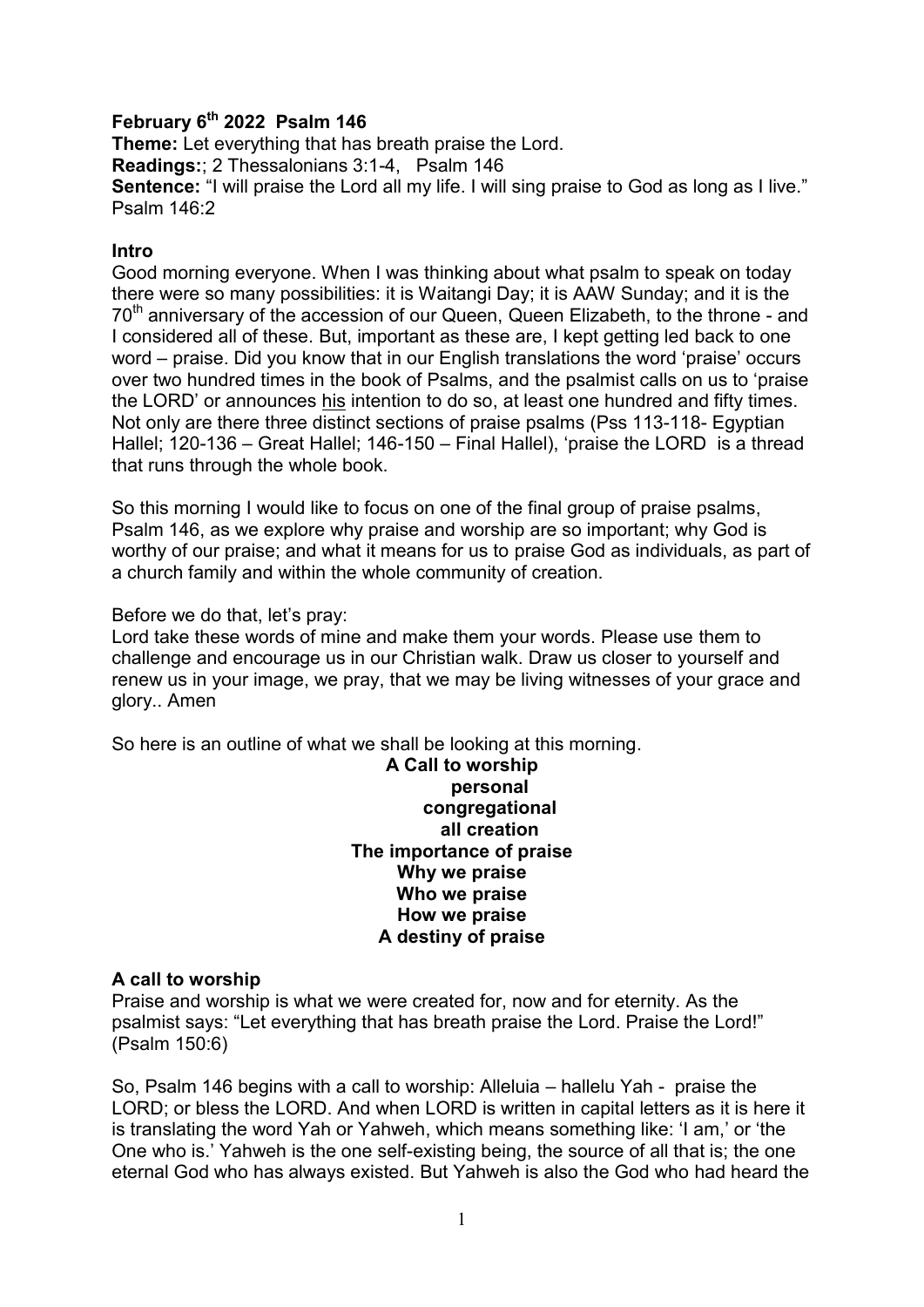**February 6th 2022 Psalm 146**

**Theme:** Let everything that has breath praise the Lord.

**Readings:**; 2 Thessalonians 3:1-4, Psalm 146

**Sentence:** "I will praise the Lord all my life. I will sing praise to God as long as I live." Psalm 146:2

**Intro**

Good morning everyone. When I was thinking about what psalm to speak on today there were so many possibilities: it is Waitangi Day; it is AAW Sunday; and it is the 70th anniversary of the accession of our Queen, Queen Elizabeth, to the throne - and I considered all of these. But, important as these are, I kept getting led back to one word – praise. Did you know that in our English translations the word 'praise' occurs over two hundred times in the book of Psalms, and the psalmist calls on us to 'praise the LORD' or announces <u>his</u> intention to do so, at least one hundred and fifty times. Not only are there three distinct sections of praise psalms (Pss 113-118- Egyptian Hallel; 120-136 – Great Hallel; 146-150 – Final Hallel), 'praise the LORD is a thread that runs through the whole book.

So this morning I would like to focus on one of the final group of praise psalms, Psalm 146, as we explore why praise and worship are so important; why God is worthy of our praise; and what it means for us to praise God as individuals, as part of a church family and within the whole community of creation.

Before we do that, let's pray:

Lord take these words of mine and make them your words. Please use them to challenge and encourage us in our Christian walk. Draw us closer to yourself and renew us in your image, we pray, that we may be living witnesses of your grace and glory.. Amen

So here is an outline of what we shall be looking at this morning.

**A Call to worship**
**personal**
**congregational**
**all creation**
**The importance of praise**
**Why we praise**
**Who we praise**
**How we praise**
**A destiny of praise**

**A call to worship**

Praise and worship is what we were created for, now and for eternity. As the psalmist says: "Let everything that has breath praise the Lord. Praise the Lord!" (Psalm 150:6)

So, Psalm 146 begins with a call to worship: Alleluia – hallelu Yah - praise the LORD; or bless the LORD. And when LORD is written in capital letters as it is here it is translating the word Yah or Yahweh, which means something like: 'I am,' or 'the One who is.' Yahweh is the one self-existing being, the source of all that is; the one eternal God who has always existed. But Yahweh is also the God who had heard the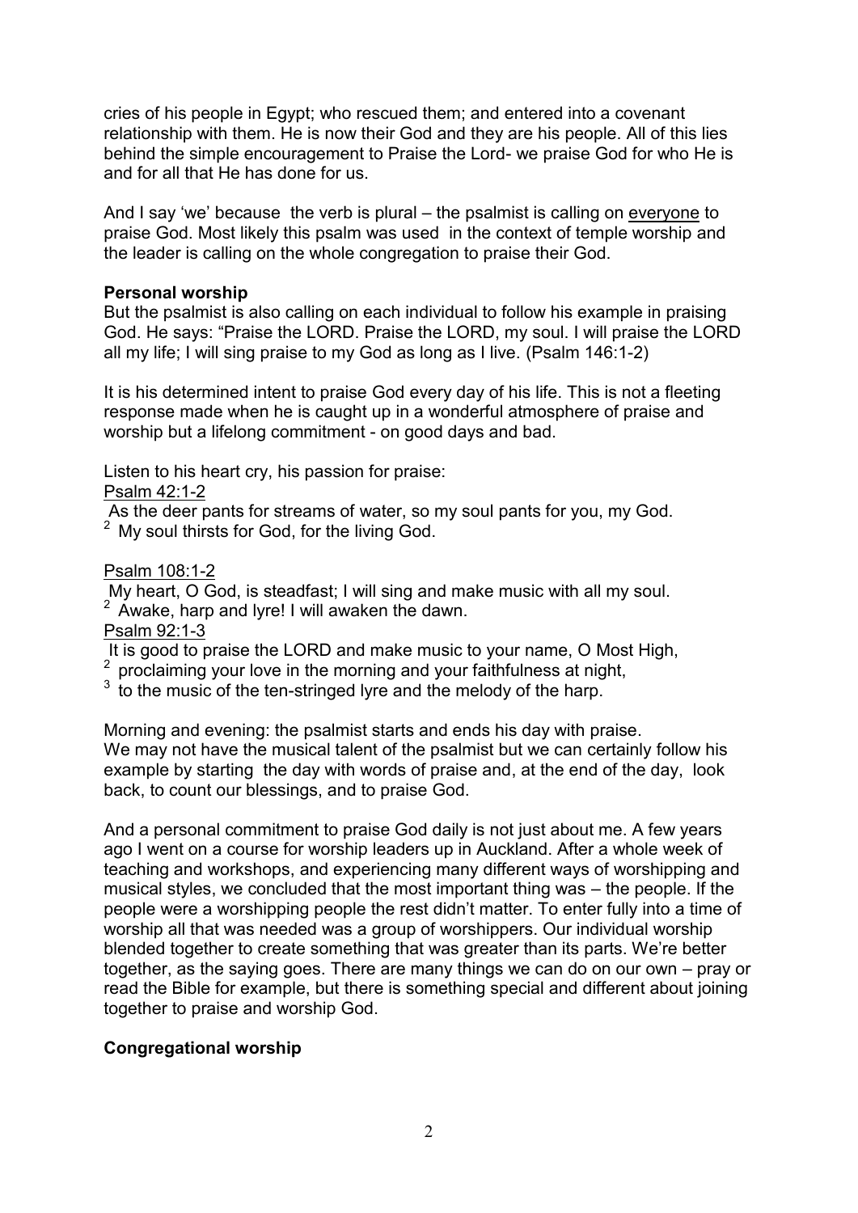cries of his people in Egypt; who rescued them; and entered into a covenant relationship with them. He is now their God and they are his people. All of this lies behind the simple encouragement to Praise the Lord- we praise God for who He is and for all that He has done for us.

And I say 'we' because the verb is plural – the psalmist is calling on <u>everyone</u> to praise God. Most likely this psalm was used in the context of temple worship and the leader is calling on the whole congregation to praise their God.

**Personal worship**

But the psalmist is also calling on each individual to follow his example in praising God. He says: "Praise the LORD. Praise the LORD, my soul. I will praise the LORD all my life; I will sing praise to my God as long as I live. (Psalm 146:1-2)

It is his determined intent to praise God every day of his life. This is not a fleeting response made when he is caught up in a wonderful atmosphere of praise and worship but a lifelong commitment - on good days and bad.

Listen to his heart cry, his passion for praise:

<u>Psalm 42:1-2</u>

As the deer pants for streams of water, so my soul pants for you, my God.
[2] My soul thirsts for God, for the living God.

<u>Psalm 108:1-2</u>

My heart, O God, is steadfast; I will sing and make music with all my soul.
[2] Awake, harp and lyre! I will awaken the dawn.

<u>Psalm 92:1-3</u>

It is good to praise the LORD and make music to your name, O Most High,
[2] proclaiming your love in the morning and your faithfulness at night,
[3] to the music of the ten-stringed lyre and the melody of the harp.

Morning and evening: the psalmist starts and ends his day with praise.
We may not have the musical talent of the psalmist but we can certainly follow his example by starting the day with words of praise and, at the end of the day, look back, to count our blessings, and to praise God.

And a personal commitment to praise God daily is not just about me. A few years ago I went on a course for worship leaders up in Auckland. After a whole week of teaching and workshops, and experiencing many different ways of worshipping and musical styles, we concluded that the most important thing was – the people. If the people were a worshipping people the rest didn't matter. To enter fully into a time of worship all that was needed was a group of worshippers. Our individual worship blended together to create something that was greater than its parts. We're better together, as the saying goes. There are many things we can do on our own – pray or read the Bible for example, but there is something special and different about joining together to praise and worship God.

**Congregational worship**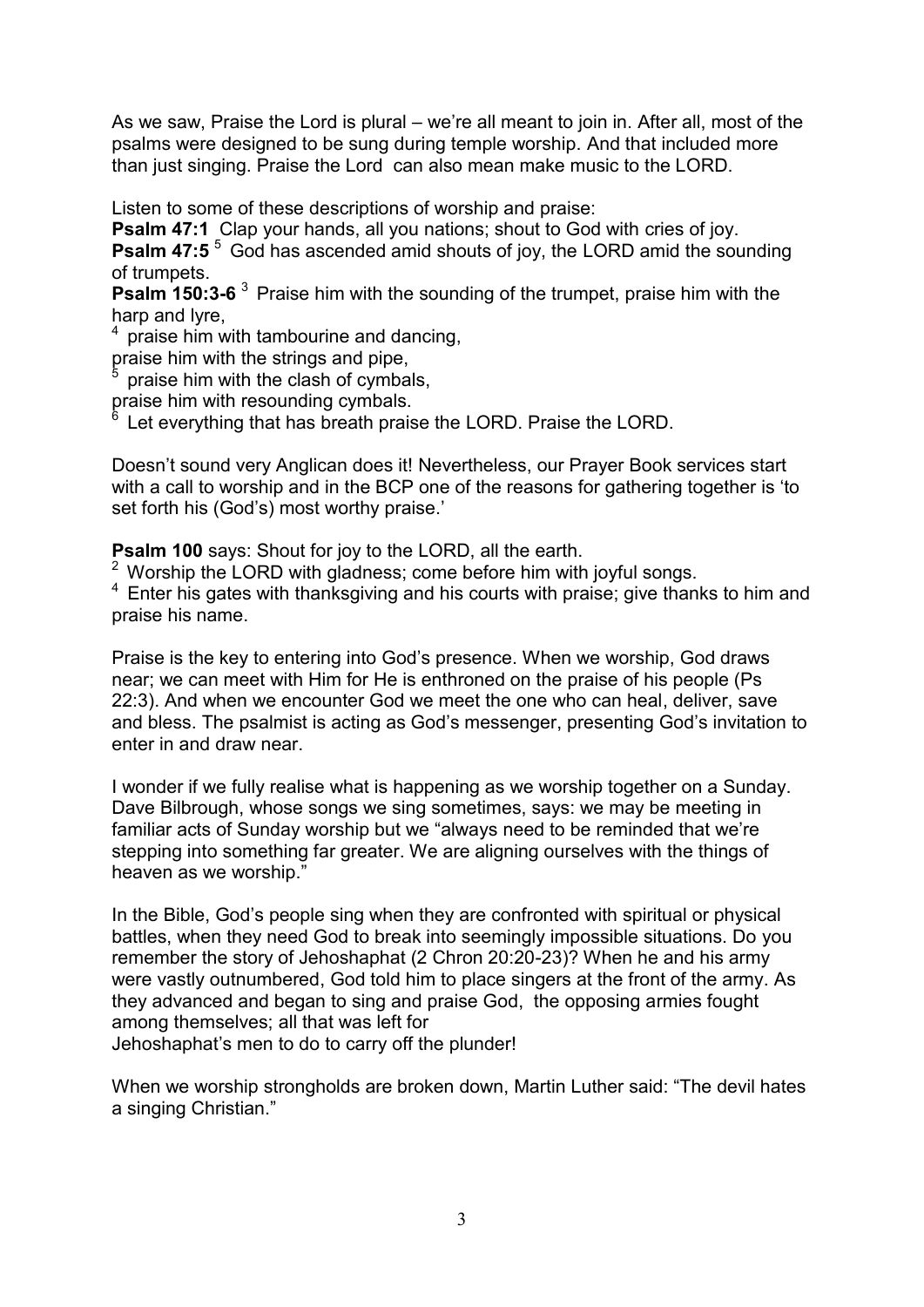As we saw, Praise the Lord is plural – we're all meant to join in. After all, most of the psalms were designed to be sung during temple worship. And that included more than just singing. Praise the Lord  can also mean make music to the LORD.

Listen to some of these descriptions of worship and praise:

**Psalm 47:1**  Clap your hands, all you nations; shout to God with cries of joy.

**Psalm 47:5** [5] God has ascended amid shouts of joy, the LORD amid the sounding of trumpets.

**Psalm 150:3-6** [3] Praise him with the sounding of the trumpet, praise him with the harp and lyre,

[4] praise him with tambourine and dancing,

praise him with the strings and pipe,

[5] praise him with the clash of cymbals,

praise him with resounding cymbals.

[6] Let everything that has breath praise the LORD. Praise the LORD.

Doesn't sound very Anglican does it! Nevertheless, our Prayer Book services start with a call to worship and in the BCP one of the reasons for gathering together is 'to set forth his (God's) most worthy praise.'

**Psalm 100** says: Shout for joy to the LORD, all the earth.

[2] Worship the LORD with gladness; come before him with joyful songs.

[4] Enter his gates with thanksgiving and his courts with praise; give thanks to him and praise his name.

Praise is the key to entering into God's presence. When we worship, God draws near; we can meet with Him for He is enthroned on the praise of his people (Ps 22:3). And when we encounter God we meet the one who can heal, deliver, save and bless. The psalmist is acting as God's messenger, presenting God's invitation to enter in and draw near.

I wonder if we fully realise what is happening as we worship together on a Sunday. Dave Bilbrough, whose songs we sing sometimes, says: we may be meeting in familiar acts of Sunday worship but we "always need to be reminded that we're stepping into something far greater. We are aligning ourselves with the things of heaven as we worship."

In the Bible, God's people sing when they are confronted with spiritual or physical battles, when they need God to break into seemingly impossible situations. Do you remember the story of Jehoshaphat (2 Chron 20:20-23)? When he and his army were vastly outnumbered, God told him to place singers at the front of the army. As they advanced and began to sing and praise God,  the opposing armies fought among themselves; all that was left for Jehoshaphat's men to do to carry off the plunder!

When we worship strongholds are broken down, Martin Luther said: "The devil hates a singing Christian."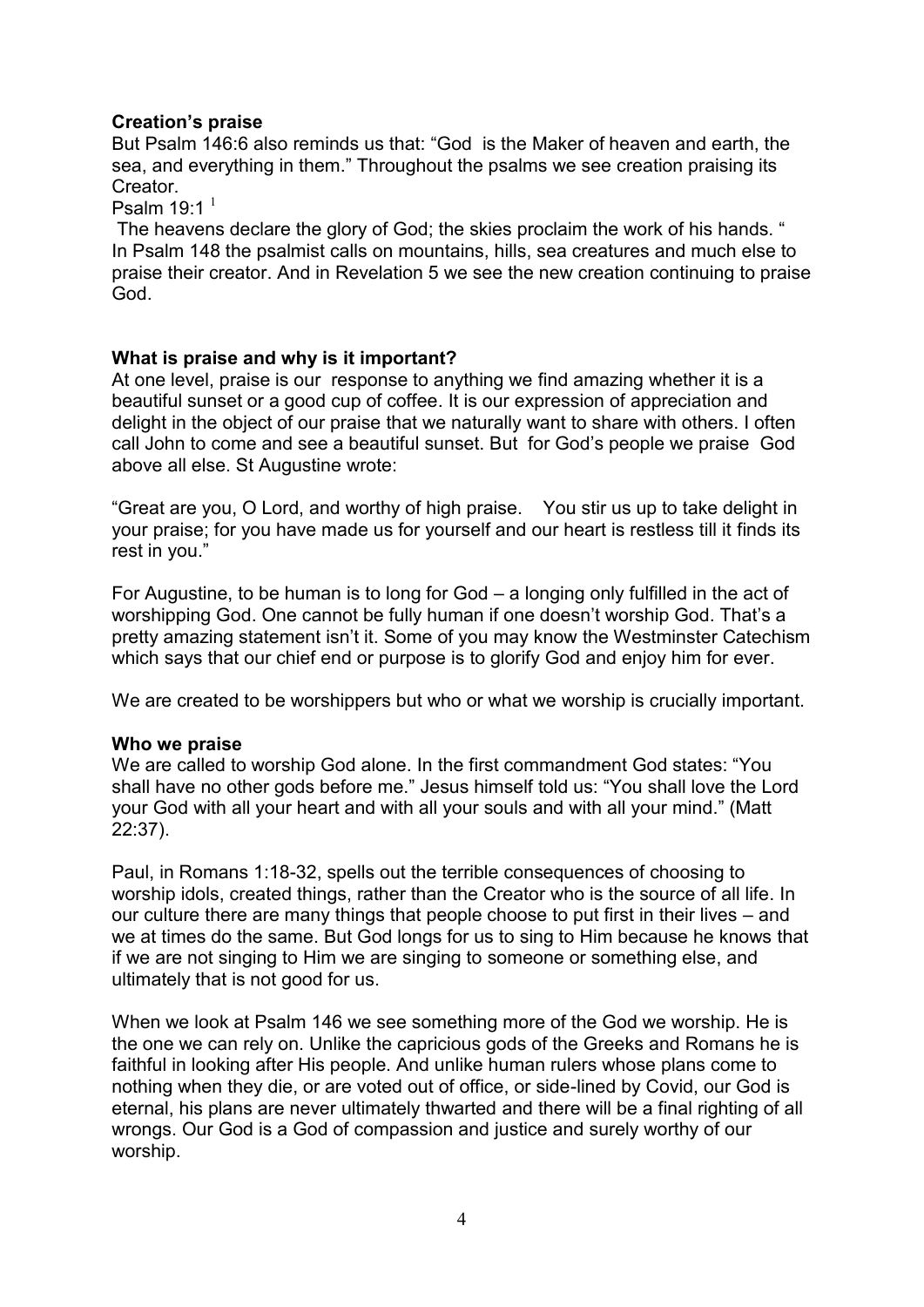**Creation's praise**

But Psalm 146:6 also reminds us that: "God is the Maker of heaven and earth, the sea, and everything in them." Throughout the psalms we see creation praising its Creator.

Psalm 19:1 [1]

The heavens declare the glory of God; the skies proclaim the work of his hands. "
In Psalm 148 the psalmist calls on mountains, hills, sea creatures and much else to praise their creator. And in Revelation 5 we see the new creation continuing to praise God.

**What is praise and why is it important?**

At one level, praise is our response to anything we find amazing whether it is a beautiful sunset or a good cup of coffee. It is our expression of appreciation and delight in the object of our praise that we naturally want to share with others. I often call John to come and see a beautiful sunset. But for God's people we praise God above all else. St Augustine wrote:

"Great are you, O Lord, and worthy of high praise. You stir us up to take delight in your praise; for you have made us for yourself and our heart is restless till it finds its rest in you."

For Augustine, to be human is to long for God – a longing only fulfilled in the act of worshipping God. One cannot be fully human if one doesn't worship God. That's a pretty amazing statement isn't it. Some of you may know the Westminster Catechism which says that our chief end or purpose is to glorify God and enjoy him for ever.

We are created to be worshippers but who or what we worship is crucially important.

**Who we praise**

We are called to worship God alone. In the first commandment God states: "You shall have no other gods before me." Jesus himself told us: "You shall love the Lord your God with all your heart and with all your souls and with all your mind." (Matt 22:37).

Paul, in Romans 1:18-32, spells out the terrible consequences of choosing to worship idols, created things, rather than the Creator who is the source of all life. In our culture there are many things that people choose to put first in their lives – and we at times do the same. But God longs for us to sing to Him because he knows that if we are not singing to Him we are singing to someone or something else, and ultimately that is not good for us.

When we look at Psalm 146 we see something more of the God we worship. He is the one we can rely on. Unlike the capricious gods of the Greeks and Romans he is faithful in looking after His people. And unlike human rulers whose plans come to nothing when they die, or are voted out of office, or side-lined by Covid, our God is eternal, his plans are never ultimately thwarted and there will be a final righting of all wrongs. Our God is a God of compassion and justice and surely worthy of our worship.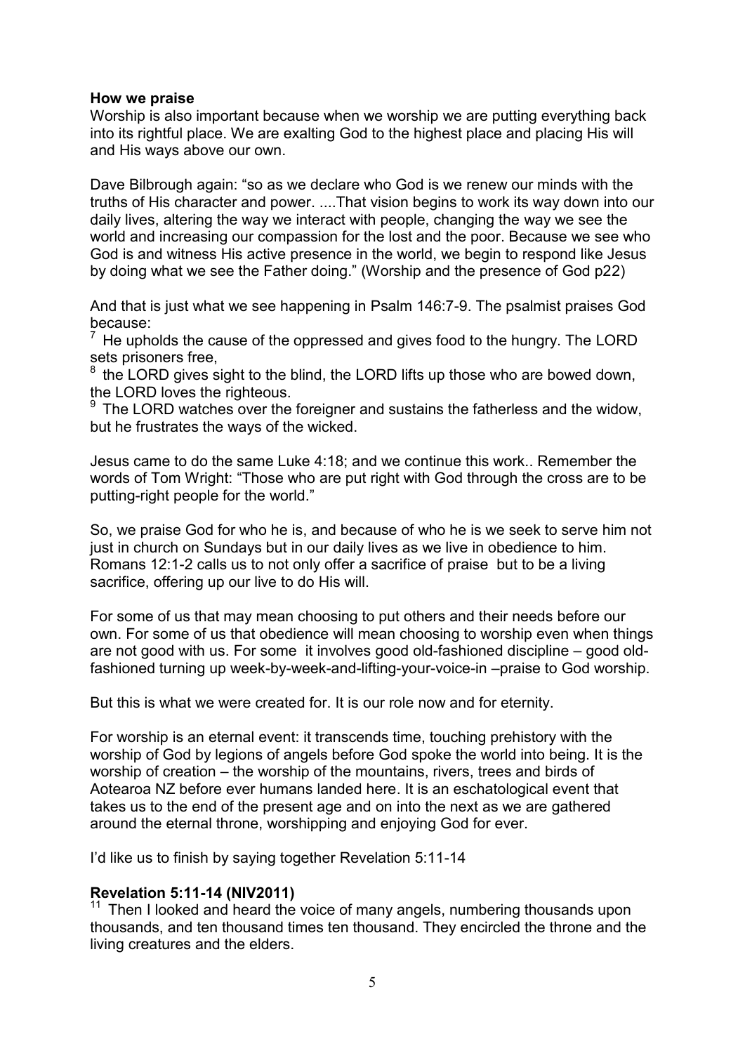**How we praise**

Worship is also important because when we worship we are putting everything back into its rightful place. We are exalting God to the highest place and placing His will and His ways above our own.

Dave Bilbrough again: “so as we declare who God is we renew our minds with the truths of His character and power. ....That vision begins to work its way down into our daily lives, altering the way we interact with people, changing the way we see the world and increasing our compassion for the lost and the poor. Because we see who God is and witness His active presence in the world, we begin to respond like Jesus by doing what we see the Father doing.” (Worship and the presence of God p22)

And that is just what we see happening in Psalm 146:7-9. The psalmist praises God because:

[7] He upholds the cause of the oppressed and gives food to the hungry. The LORD sets prisoners free,
[8] the LORD gives sight to the blind, the LORD lifts up those who are bowed down, the LORD loves the righteous.
[9] The LORD watches over the foreigner and sustains the fatherless and the widow, but he frustrates the ways of the wicked.

Jesus came to do the same Luke 4:18; and we continue this work.. Remember the words of Tom Wright: “Those who are put right with God through the cross are to be putting-right people for the world.”

So, we praise God for who he is, and because of who he is we seek to serve him not just in church on Sundays but in our daily lives as we live in obedience to him. Romans 12:1-2 calls us to not only offer a sacrifice of praise but to be a living sacrifice, offering up our live to do His will.

For some of us that may mean choosing to put others and their needs before our own. For some of us that obedience will mean choosing to worship even when things are not good with us. For some it involves good old-fashioned discipline – good old-fashioned turning up week-by-week-and-lifting-your-voice-in –praise to God worship.

But this is what we were created for. It is our role now and for eternity.

For worship is an eternal event: it transcends time, touching prehistory with the worship of God by legions of angels before God spoke the world into being. It is the worship of creation – the worship of the mountains, rivers, trees and birds of Aotearoa NZ before ever humans landed here. It is an eschatological event that takes us to the end of the present age and on into the next as we are gathered around the eternal throne, worshipping and enjoying God for ever.

I’d like us to finish by saying together Revelation 5:11-14

**Revelation 5:11-14 (NIV2011)**

[11] Then I looked and heard the voice of many angels, numbering thousands upon thousands, and ten thousand times ten thousand. They encircled the throne and the living creatures and the elders.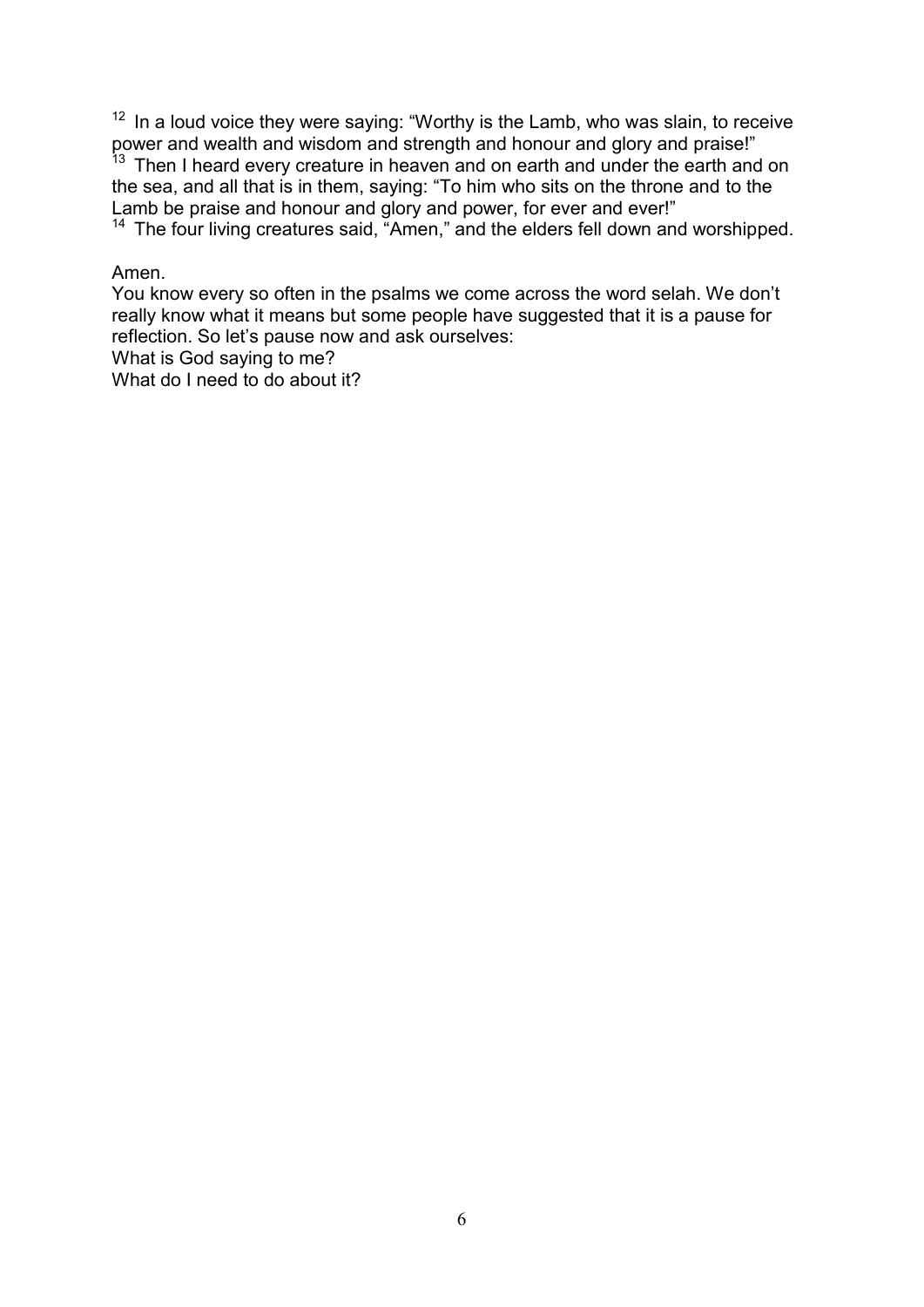[12] In a loud voice they were saying: "Worthy is the Lamb, who was slain, to receive power and wealth and wisdom and strength and honour and glory and praise!"
[13] Then I heard every creature in heaven and on earth and under the earth and on the sea, and all that is in them, saying: "To him who sits on the throne and to the Lamb be praise and honour and glory and power, for ever and ever!"
[14] The four living creatures said, "Amen," and the elders fell down and worshipped.

Amen.

You know every so often in the psalms we come across the word selah. We don't really know what it means but some people have suggested that it is a pause for reflection. So let's pause now and ask ourselves:

What is God saying to me?

What do I need to do about it?